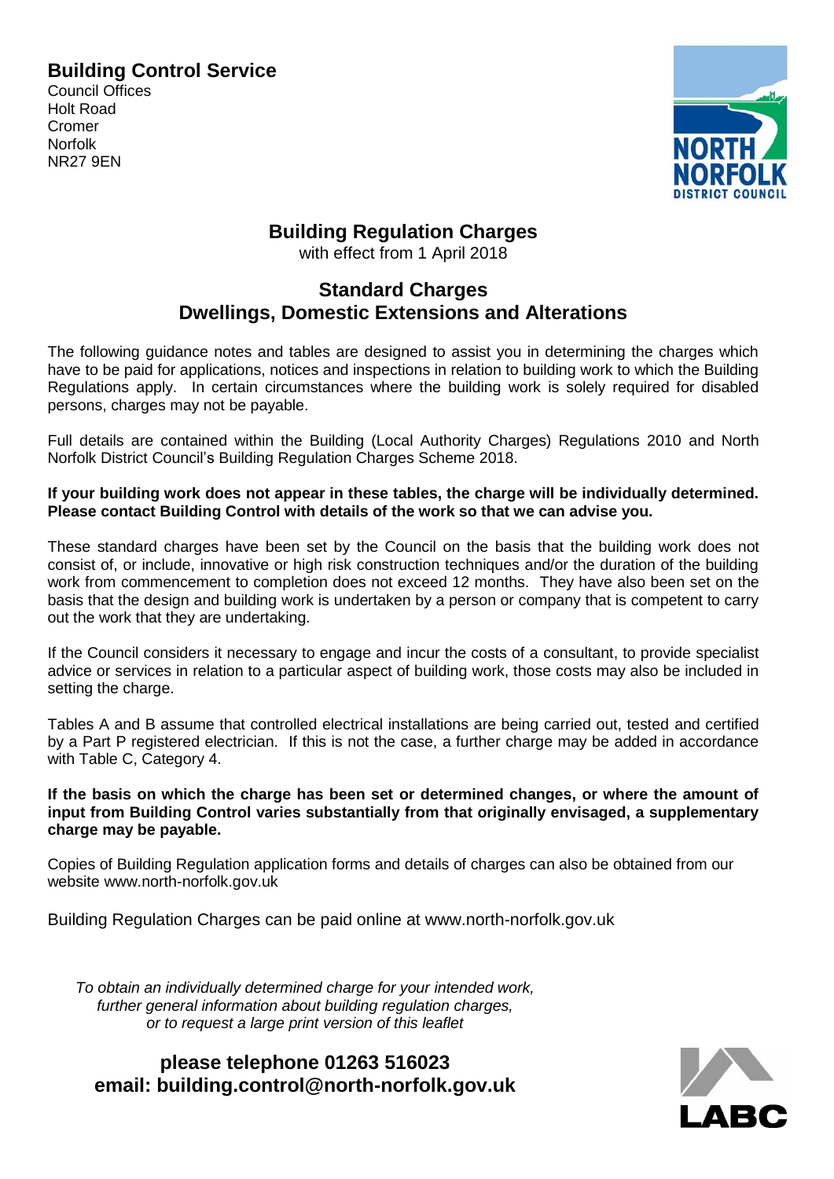## Building Control Service

Council Offices
Holt Road
Cromer
Norfolk
NR27 9EN

# Building Regulation Charges

with effect from 1 April 2018

## Standard Charges
## Dwellings, Domestic Extensions and Alterations

The following guidance notes and tables are designed to assist you in determining the charges which have to be paid for applications, notices and inspections in relation to building work to which the Building Regulations apply. In certain circumstances where the building work is solely required for disabled persons, charges may not be payable.

Full details are contained within the Building (Local Authority Charges) Regulations 2010 and North Norfolk District Council's Building Regulation Charges Scheme 2018.

**If your building work does not appear in these tables, the charge will be individually determined. Please contact Building Control with details of the work so that we can advise you.**

These standard charges have been set by the Council on the basis that the building work does not consist of, or include, innovative or high risk construction techniques and/or the duration of the building work from commencement to completion does not exceed 12 months. They have also been set on the basis that the design and building work is undertaken by a person or company that is competent to carry out the work that they are undertaking.

If the Council considers it necessary to engage and incur the costs of a consultant, to provide specialist advice or services in relation to a particular aspect of building work, those costs may also be included in setting the charge.

Tables A and B assume that controlled electrical installations are being carried out, tested and certified by a Part P registered electrician. If this is not the case, a further charge may be added in accordance with Table C, Category 4.

**If the basis on which the charge has been set or determined changes, or where the amount of input from Building Control varies substantially from that originally envisaged, a supplementary charge may be payable.**

Copies of Building Regulation application forms and details of charges can also be obtained from our website www.north-norfolk.gov.uk

Building Regulation Charges can be paid online at www.north-norfolk.gov.uk

*To obtain an individually determined charge for your intended work, further general information about building regulation charges, or to request a large print version of this leaflet*

**please telephone 01263 516023**
**email: building.control@north-norfolk.gov.uk**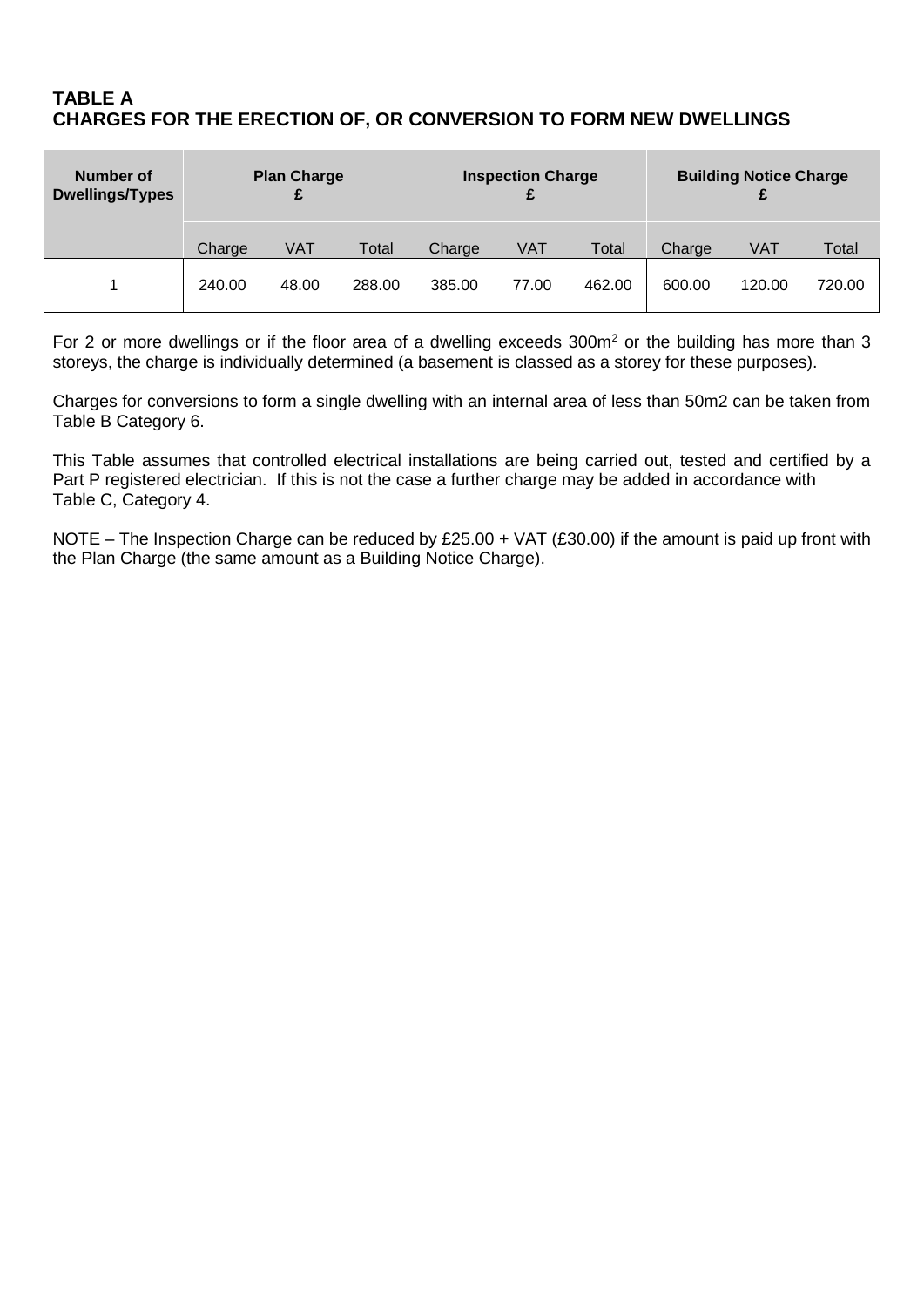## TABLE A
## CHARGES FOR THE ERECTION OF, OR CONVERSION TO FORM NEW DWELLINGS

| Number of Dwellings/Types | Plan Charge £ | | | Inspection Charge £ | | | Building Notice Charge £ | | |
|---|---|---|---|---|---|---|---|---|---|
| | Charge | VAT | Total | Charge | VAT | Total | Charge | VAT | Total |
| 1 | 240.00 | 48.00 | 288.00 | 385.00 | 77.00 | 462.00 | 600.00 | 120.00 | 720.00 |

For 2 or more dwellings or if the floor area of a dwelling exceeds 300m$^2$ or the building has more than 3 storeys, the charge is individually determined (a basement is classed as a storey for these purposes).

Charges for conversions to form a single dwelling with an internal area of less than 50m2 can be taken from Table B Category 6.

This Table assumes that controlled electrical installations are being carried out, tested and certified by a Part P registered electrician. If this is not the case a further charge may be added in accordance with Table C, Category 4.

NOTE – The Inspection Charge can be reduced by £25.00 + VAT (£30.00) if the amount is paid up front with the Plan Charge (the same amount as a Building Notice Charge).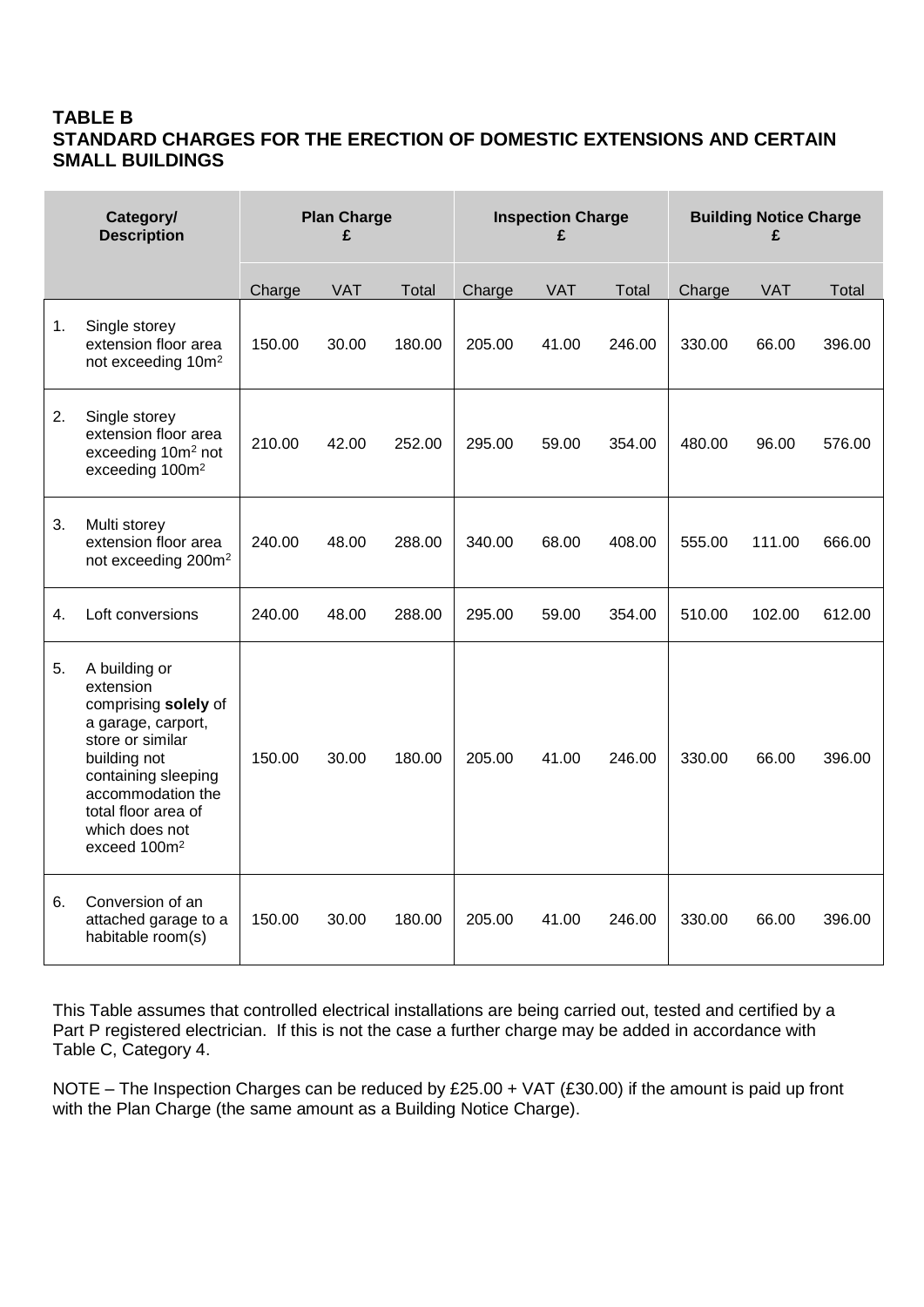## TABLE B
## STANDARD CHARGES FOR THE ERECTION OF DOMESTIC EXTENSIONS AND CERTAIN SMALL BUILDINGS

| Category/ Description | | Plan Charge £ | | | Inspection Charge £ | | | Building Notice Charge £ | | |
|---|---|---|---|---|---|---|---|---|---|---|
| | | Charge | VAT | Total | Charge | VAT | Total | Charge | VAT | Total |
| 1. | Single storey extension floor area not exceeding 10m² | 150.00 | 30.00 | 180.00 | 205.00 | 41.00 | 246.00 | 330.00 | 66.00 | 396.00 |
| 2. | Single storey extension floor area exceeding 10m² not exceeding 100m² | 210.00 | 42.00 | 252.00 | 295.00 | 59.00 | 354.00 | 480.00 | 96.00 | 576.00 |
| 3. | Multi storey extension floor area not exceeding 200m² | 240.00 | 48.00 | 288.00 | 340.00 | 68.00 | 408.00 | 555.00 | 111.00 | 666.00 |
| 4. | Loft conversions | 240.00 | 48.00 | 288.00 | 295.00 | 59.00 | 354.00 | 510.00 | 102.00 | 612.00 |
| 5. | A building or extension comprising **solely** of a garage, carport, store or similar building not containing sleeping accommodation the total floor area of which does not exceed 100m² | 150.00 | 30.00 | 180.00 | 205.00 | 41.00 | 246.00 | 330.00 | 66.00 | 396.00 |
| 6. | Conversion of an attached garage to a habitable room(s) | 150.00 | 30.00 | 180.00 | 205.00 | 41.00 | 246.00 | 330.00 | 66.00 | 396.00 |

This Table assumes that controlled electrical installations are being carried out, tested and certified by a Part P registered electrician. If this is not the case a further charge may be added in accordance with Table C, Category 4.

NOTE – The Inspection Charges can be reduced by £25.00 + VAT (£30.00) if the amount is paid up front with the Plan Charge (the same amount as a Building Notice Charge).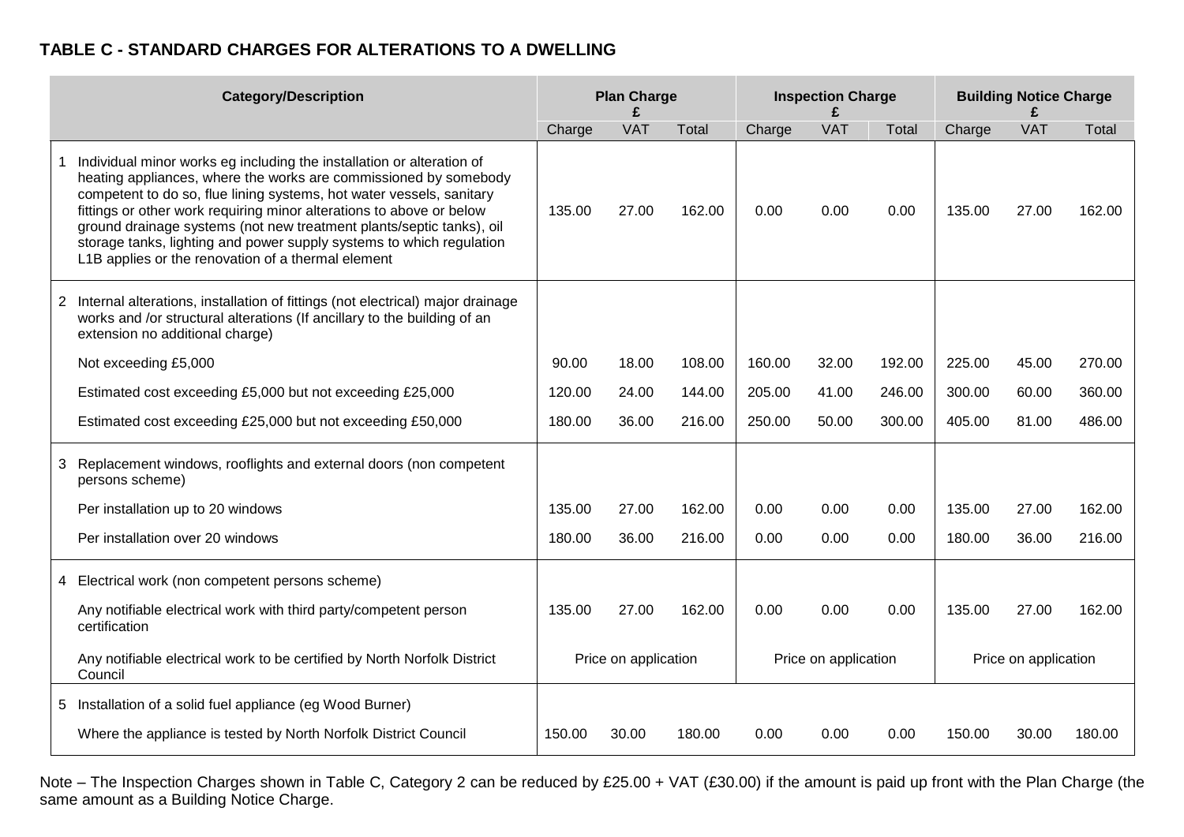## TABLE C - STANDARD CHARGES FOR ALTERATIONS TO A DWELLING

| Category/Description | Plan Charge £ | | | Inspection Charge £ | | | Building Notice Charge £ | | |
|---|---|---|---|---|---|---|---|---|---|
| | Charge | VAT | Total | Charge | VAT | Total | Charge | VAT | Total |
| 1 Individual minor works eg including the installation or alteration of heating appliances, where the works are commissioned by somebody competent to do so, flue lining systems, hot water vessels, sanitary fittings or other work requiring minor alterations to above or below ground drainage systems (not new treatment plants/septic tanks), oil storage tanks, lighting and power supply systems to which regulation L1B applies or the renovation of a thermal element | 135.00 | 27.00 | 162.00 | 0.00 | 0.00 | 0.00 | 135.00 | 27.00 | 162.00 |
| 2 Internal alterations, installation of fittings (not electrical) major drainage works and /or structural alterations (If ancillary to the building of an extension no additional charge) | | | | | | | | | |
| Not exceeding £5,000 | 90.00 | 18.00 | 108.00 | 160.00 | 32.00 | 192.00 | 225.00 | 45.00 | 270.00 |
| Estimated cost exceeding £5,000 but not exceeding £25,000 | 120.00 | 24.00 | 144.00 | 205.00 | 41.00 | 246.00 | 300.00 | 60.00 | 360.00 |
| Estimated cost exceeding £25,000 but not exceeding £50,000 | 180.00 | 36.00 | 216.00 | 250.00 | 50.00 | 300.00 | 405.00 | 81.00 | 486.00 |
| 3 Replacement windows, rooflights and external doors (non competent persons scheme) | | | | | | | | | |
| Per installation up to 20 windows | 135.00 | 27.00 | 162.00 | 0.00 | 0.00 | 0.00 | 135.00 | 27.00 | 162.00 |
| Per installation over 20 windows | 180.00 | 36.00 | 216.00 | 0.00 | 0.00 | 0.00 | 180.00 | 36.00 | 216.00 |
| 4 Electrical work (non competent persons scheme) | | | | | | | | | |
| Any notifiable electrical work with third party/competent person certification | 135.00 | 27.00 | 162.00 | 0.00 | 0.00 | 0.00 | 135.00 | 27.00 | 162.00 |
| Any notifiable electrical work to be certified by North Norfolk District Council | Price on application | | | Price on application | | | Price on application | | |
| 5 Installation of a solid fuel appliance (eg Wood Burner) | | | | | | | | | |
| Where the appliance is tested by North Norfolk District Council | 150.00 | 30.00 | 180.00 | 0.00 | 0.00 | 0.00 | 150.00 | 30.00 | 180.00 |

Note – The Inspection Charges shown in Table C, Category 2 can be reduced by £25.00 + VAT (£30.00) if the amount is paid up front with the Plan Charge (the same amount as a Building Notice Charge.